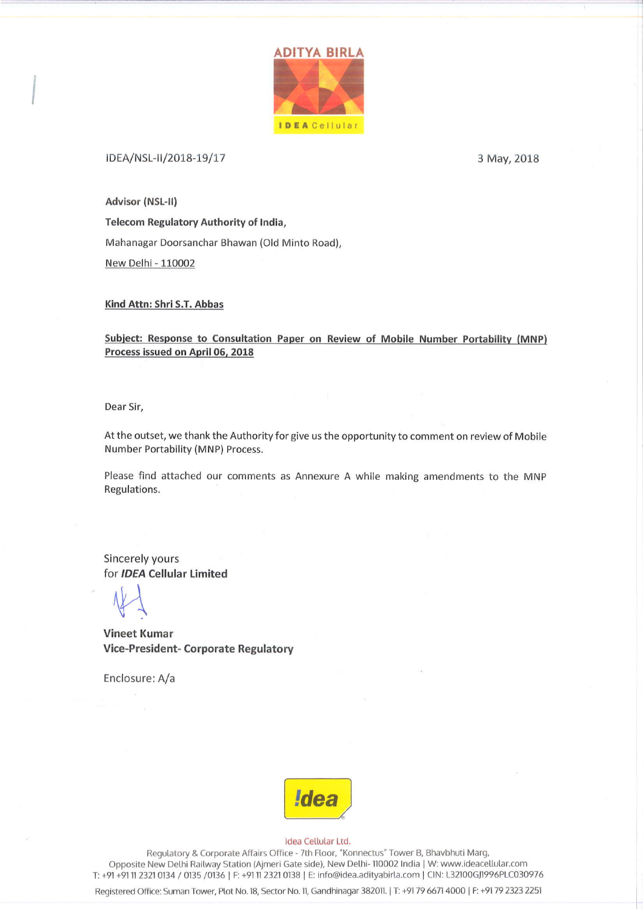ADITYA BIRLA

IDEA Cellular

IDEA/NSL-II/2018-19/17

3 May, 2018

**Advisor (NSL-II)**
**Telecom Regulatory Authority of India,**
Mahanagar Doorsanchar Bhawan (Old Minto Road),
New Delhi - 110002

**Kind Attn: Shri S.T. Abbas**

**Subject: Response to Consultation Paper on Review of Mobile Number Portability (MNP) Process issued on April 06, 2018**

Dear Sir,

At the outset, we thank the Authority for give us the opportunity to comment on review of Mobile Number Portability (MNP) Process.

Please find attached our comments as Annexure A while making amendments to the MNP Regulations.

Sincerely yours
for ***IDEA* Cellular Limited**

**Vineet Kumar**
**Vice-President- Corporate Regulatory**

Enclosure: A/a

!dea

Idea Cellular Ltd.
Regulatory & Corporate Affairs Office - 7th Floor, "Konnectus" Tower B, Bhavbhuti Marg,
Opposite New Delhi Railway Station (Ajmeri Gate side), New Delhi- 110002 India | W: www.ideacellular.com
T: +91 +91 11 2321 0134 / 0135 /0136 | F: +91 11 2321 0138 | E: info@idea.adityabirla.com | CIN: L32100GJ1996PLC030976
Registered Office: Suman Tower, Plot No. 18, Sector No. 11, Gandhinagar 382011. | T: +91 79 6671 4000 | F: +91 79 2323 2251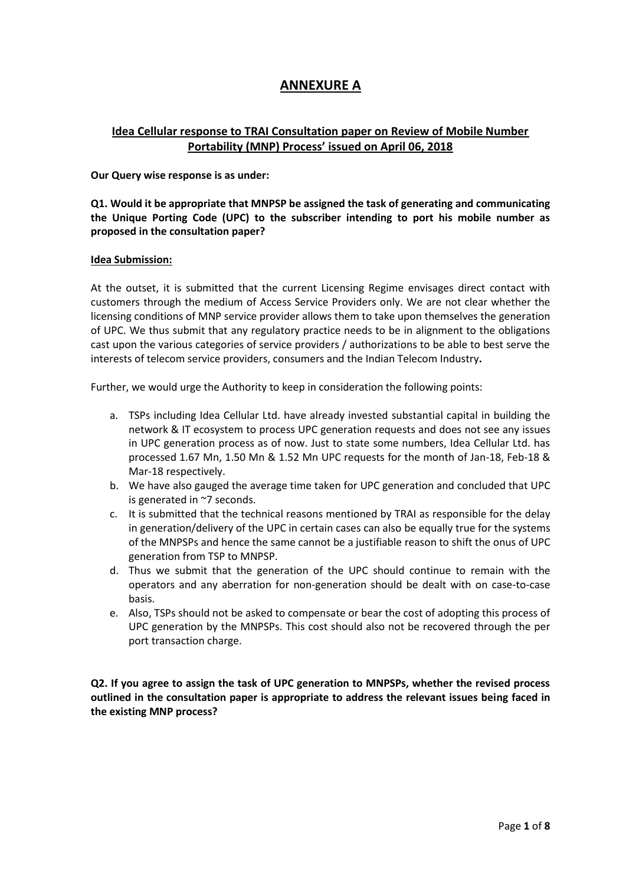# ANNEXURE A

## Idea Cellular response to TRAI Consultation paper on Review of Mobile Number Portability (MNP) Process' issued on April 06, 2018

**Our Query wise response is as under:**

**Q1. Would it be appropriate that MNPSP be assigned the task of generating and communicating the Unique Porting Code (UPC) to the subscriber intending to port his mobile number as proposed in the consultation paper?**

**Idea Submission:**

At the outset, it is submitted that the current Licensing Regime envisages direct contact with customers through the medium of Access Service Providers only. We are not clear whether the licensing conditions of MNP service provider allows them to take upon themselves the generation of UPC. We thus submit that any regulatory practice needs to be in alignment to the obligations cast upon the various categories of service providers / authorizations to be able to best serve the interests of telecom service providers, consumers and the Indian Telecom Industry**.**

Further, we would urge the Authority to keep in consideration the following points:

a. TSPs including Idea Cellular Ltd. have already invested substantial capital in building the network & IT ecosystem to process UPC generation requests and does not see any issues in UPC generation process as of now. Just to state some numbers, Idea Cellular Ltd. has processed 1.67 Mn, 1.50 Mn & 1.52 Mn UPC requests for the month of Jan-18, Feb-18 & Mar-18 respectively.
b. We have also gauged the average time taken for UPC generation and concluded that UPC is generated in ~7 seconds.
c. It is submitted that the technical reasons mentioned by TRAI as responsible for the delay in generation/delivery of the UPC in certain cases can also be equally true for the systems of the MNPSPs and hence the same cannot be a justifiable reason to shift the onus of UPC generation from TSP to MNPSP.
d. Thus we submit that the generation of the UPC should continue to remain with the operators and any aberration for non-generation should be dealt with on case-to-case basis.
e. Also, TSPs should not be asked to compensate or bear the cost of adopting this process of UPC generation by the MNPSPs. This cost should also not be recovered through the per port transaction charge.

**Q2. If you agree to assign the task of UPC generation to MNPSPs, whether the revised process outlined in the consultation paper is appropriate to address the relevant issues being faced in the existing MNP process?**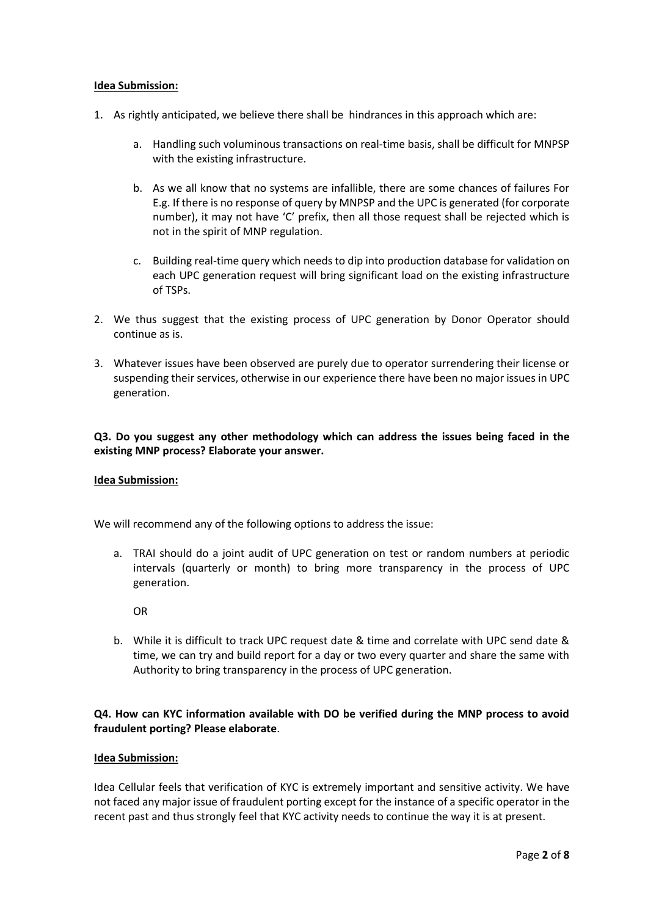**Idea Submission:**

1. As rightly anticipated, we believe there shall be hindrances in this approach which are:

    a. Handling such voluminous transactions on real-time basis, shall be difficult for MNPSP with the existing infrastructure.

    b. As we all know that no systems are infallible, there are some chances of failures For E.g. If there is no response of query by MNPSP and the UPC is generated (for corporate number), it may not have 'C' prefix, then all those request shall be rejected which is not in the spirit of MNP regulation.

    c. Building real-time query which needs to dip into production database for validation on each UPC generation request will bring significant load on the existing infrastructure of TSPs.

2. We thus suggest that the existing process of UPC generation by Donor Operator should continue as is.

3. Whatever issues have been observed are purely due to operator surrendering their license or suspending their services, otherwise in our experience there have been no major issues in UPC generation.

**Q3. Do you suggest any other methodology which can address the issues being faced in the existing MNP process? Elaborate your answer.**

**Idea Submission:**

We will recommend any of the following options to address the issue:

a. TRAI should do a joint audit of UPC generation on test or random numbers at periodic intervals (quarterly or month) to bring more transparency in the process of UPC generation.

    OR

b. While it is difficult to track UPC request date & time and correlate with UPC send date & time, we can try and build report for a day or two every quarter and share the same with Authority to bring transparency in the process of UPC generation.

**Q4. How can KYC information available with DO be verified during the MNP process to avoid fraudulent porting? Please elaborate.**

**Idea Submission:**

Idea Cellular feels that verification of KYC is extremely important and sensitive activity. We have not faced any major issue of fraudulent porting except for the instance of a specific operator in the recent past and thus strongly feel that KYC activity needs to continue the way it is at present.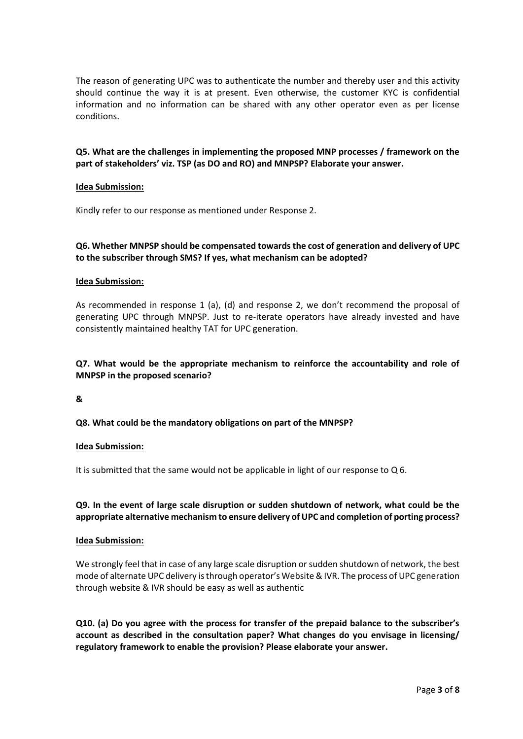The reason of generating UPC was to authenticate the number and thereby user and this activity should continue the way it is at present. Even otherwise, the customer KYC is confidential information and no information can be shared with any other operator even as per license conditions.

**Q5. What are the challenges in implementing the proposed MNP processes / framework on the part of stakeholders' viz. TSP (as DO and RO) and MNPSP? Elaborate your answer.**

**Idea Submission:**

Kindly refer to our response as mentioned under Response 2.

**Q6. Whether MNPSP should be compensated towards the cost of generation and delivery of UPC to the subscriber through SMS? If yes, what mechanism can be adopted?**

**Idea Submission:**

As recommended in response 1 (a), (d) and response 2, we don't recommend the proposal of generating UPC through MNPSP. Just to re-iterate operators have already invested and have consistently maintained healthy TAT for UPC generation.

**Q7. What would be the appropriate mechanism to reinforce the accountability and role of MNPSP in the proposed scenario?**

**&**

**Q8. What could be the mandatory obligations on part of the MNPSP?**

**Idea Submission:**

It is submitted that the same would not be applicable in light of our response to Q 6.

**Q9. In the event of large scale disruption or sudden shutdown of network, what could be the appropriate alternative mechanism to ensure delivery of UPC and completion of porting process?**

**Idea Submission:**

We strongly feel that in case of any large scale disruption or sudden shutdown of network, the best mode of alternate UPC delivery is through operator's Website & IVR. The process of UPC generation through website & IVR should be easy as well as authentic

**Q10. (a) Do you agree with the process for transfer of the prepaid balance to the subscriber's account as described in the consultation paper? What changes do you envisage in licensing/ regulatory framework to enable the provision? Please elaborate your answer.**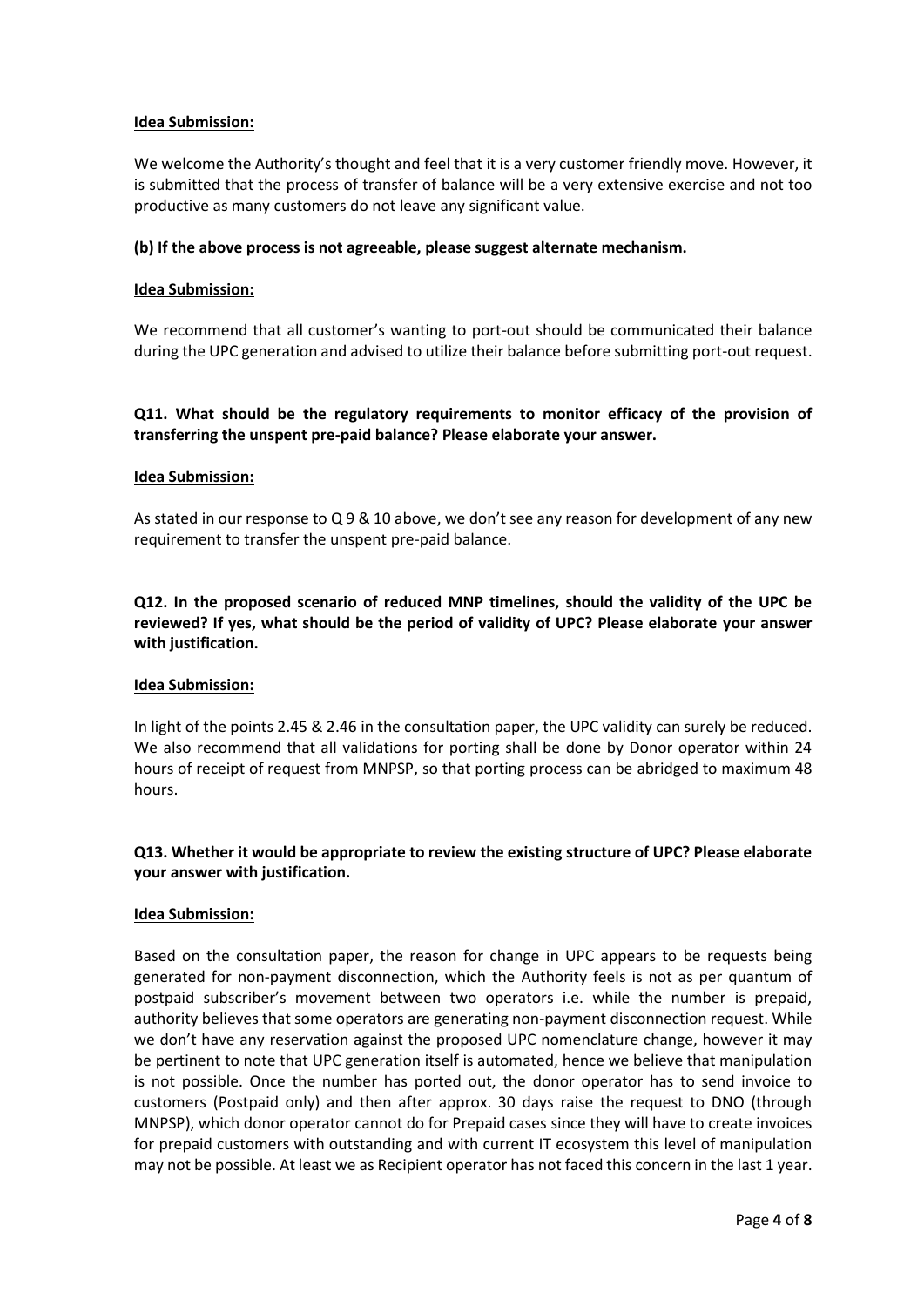**Idea Submission:**

We welcome the Authority's thought and feel that it is a very customer friendly move. However, it is submitted that the process of transfer of balance will be a very extensive exercise and not too productive as many customers do not leave any significant value.

**(b) If the above process is not agreeable, please suggest alternate mechanism.**

**Idea Submission:**

We recommend that all customer's wanting to port-out should be communicated their balance during the UPC generation and advised to utilize their balance before submitting port-out request.

**Q11. What should be the regulatory requirements to monitor efficacy of the provision of transferring the unspent pre-paid balance? Please elaborate your answer.**

**Idea Submission:**

As stated in our response to Q 9 & 10 above, we don't see any reason for development of any new requirement to transfer the unspent pre-paid balance.

**Q12. In the proposed scenario of reduced MNP timelines, should the validity of the UPC be reviewed? If yes, what should be the period of validity of UPC? Please elaborate your answer with justification.**

**Idea Submission:**

In light of the points 2.45 & 2.46 in the consultation paper, the UPC validity can surely be reduced. We also recommend that all validations for porting shall be done by Donor operator within 24 hours of receipt of request from MNPSP, so that porting process can be abridged to maximum 48 hours.

**Q13. Whether it would be appropriate to review the existing structure of UPC? Please elaborate your answer with justification.**

**Idea Submission:**

Based on the consultation paper, the reason for change in UPC appears to be requests being generated for non-payment disconnection, which the Authority feels is not as per quantum of postpaid subscriber's movement between two operators i.e. while the number is prepaid, authority believes that some operators are generating non-payment disconnection request. While we don't have any reservation against the proposed UPC nomenclature change, however it may be pertinent to note that UPC generation itself is automated, hence we believe that manipulation is not possible. Once the number has ported out, the donor operator has to send invoice to customers (Postpaid only) and then after approx. 30 days raise the request to DNO (through MNPSP), which donor operator cannot do for Prepaid cases since they will have to create invoices for prepaid customers with outstanding and with current IT ecosystem this level of manipulation may not be possible. At least we as Recipient operator has not faced this concern in the last 1 year.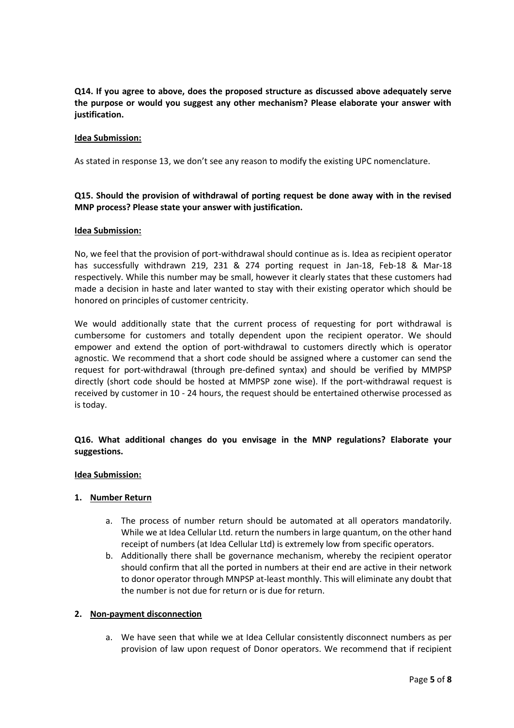**Q14. If you agree to above, does the proposed structure as discussed above adequately serve the purpose or would you suggest any other mechanism? Please elaborate your answer with justification.**

**Idea Submission:**

As stated in response 13, we don't see any reason to modify the existing UPC nomenclature.

**Q15. Should the provision of withdrawal of porting request be done away with in the revised MNP process? Please state your answer with justification.**

**Idea Submission:**

No, we feel that the provision of port-withdrawal should continue as is. Idea as recipient operator has successfully withdrawn 219, 231 & 274 porting request in Jan-18, Feb-18 & Mar-18 respectively. While this number may be small, however it clearly states that these customers had made a decision in haste and later wanted to stay with their existing operator which should be honored on principles of customer centricity.

We would additionally state that the current process of requesting for port withdrawal is cumbersome for customers and totally dependent upon the recipient operator. We should empower and extend the option of port-withdrawal to customers directly which is operator agnostic. We recommend that a short code should be assigned where a customer can send the request for port-withdrawal (through pre-defined syntax) and should be verified by MMPSP directly (short code should be hosted at MMPSP zone wise). If the port-withdrawal request is received by customer in 10 - 24 hours, the request should be entertained otherwise processed as is today.

**Q16. What additional changes do you envisage in the MNP regulations? Elaborate your suggestions.**

**Idea Submission:**

1. **Number Return**

    a. The process of number return should be automated at all operators mandatorily. While we at Idea Cellular Ltd. return the numbers in large quantum, on the other hand receipt of numbers (at Idea Cellular Ltd) is extremely low from specific operators.

    b. Additionally there shall be governance mechanism, whereby the recipient operator should confirm that all the ported in numbers at their end are active in their network to donor operator through MNPSP at-least monthly. This will eliminate any doubt that the number is not due for return or is due for return.

2. **Non-payment disconnection**

    a. We have seen that while we at Idea Cellular consistently disconnect numbers as per provision of law upon request of Donor operators. We recommend that if recipient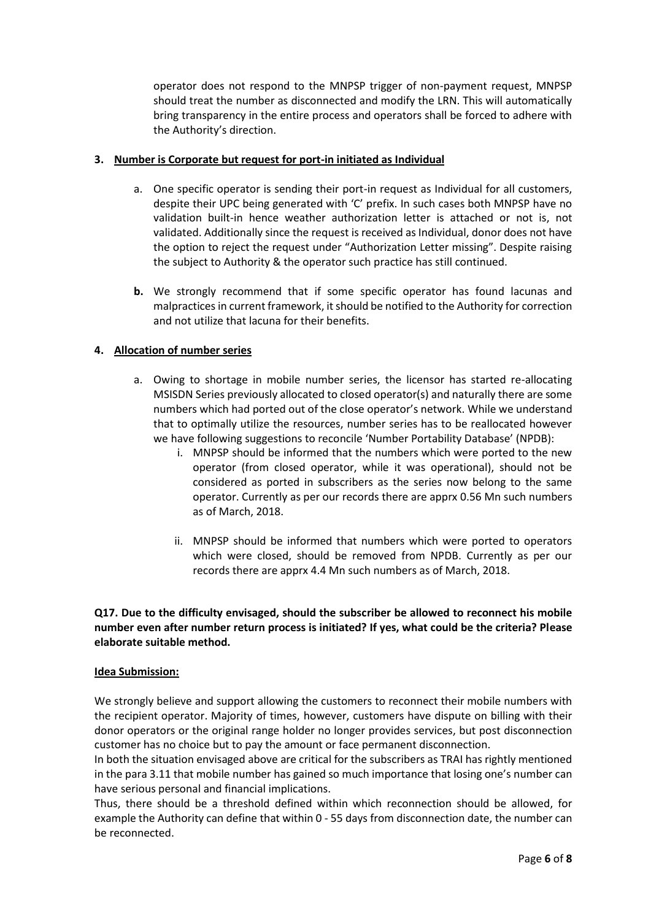operator does not respond to the MNPSP trigger of non-payment request, MNPSP should treat the number as disconnected and modify the LRN. This will automatically bring transparency in the entire process and operators shall be forced to adhere with the Authority's direction.

**3. Number is Corporate but request for port-in initiated as Individual**

a. One specific operator is sending their port-in request as Individual for all customers, despite their UPC being generated with 'C' prefix. In such cases both MNPSP have no validation built-in hence weather authorization letter is attached or not is, not validated. Additionally since the request is received as Individual, donor does not have the option to reject the request under "Authorization Letter missing". Despite raising the subject to Authority & the operator such practice has still continued.

**b.** We strongly recommend that if some specific operator has found lacunas and malpractices in current framework, it should be notified to the Authority for correction and not utilize that lacuna for their benefits.

**4. Allocation of number series**

a. Owing to shortage in mobile number series, the licensor has started re-allocating MSISDN Series previously allocated to closed operator(s) and naturally there are some numbers which had ported out of the close operator's network. While we understand that to optimally utilize the resources, number series has to be reallocated however we have following suggestions to reconcile 'Number Portability Database' (NPDB):

   i. MNPSP should be informed that the numbers which were ported to the new operator (from closed operator, while it was operational), should not be considered as ported in subscribers as the series now belong to the same operator. Currently as per our records there are apprx 0.56 Mn such numbers as of March, 2018.

   ii. MNPSP should be informed that numbers which were ported to operators which were closed, should be removed from NPDB. Currently as per our records there are apprx 4.4 Mn such numbers as of March, 2018.

**Q17. Due to the difficulty envisaged, should the subscriber be allowed to reconnect his mobile number even after number return process is initiated? If yes, what could be the criteria? Please elaborate suitable method.**

**Idea Submission:**

We strongly believe and support allowing the customers to reconnect their mobile numbers with the recipient operator. Majority of times, however, customers have dispute on billing with their donor operators or the original range holder no longer provides services, but post disconnection customer has no choice but to pay the amount or face permanent disconnection.

In both the situation envisaged above are critical for the subscribers as TRAI has rightly mentioned in the para 3.11 that mobile number has gained so much importance that losing one's number can have serious personal and financial implications.

Thus, there should be a threshold defined within which reconnection should be allowed, for example the Authority can define that within 0 - 55 days from disconnection date, the number can be reconnected.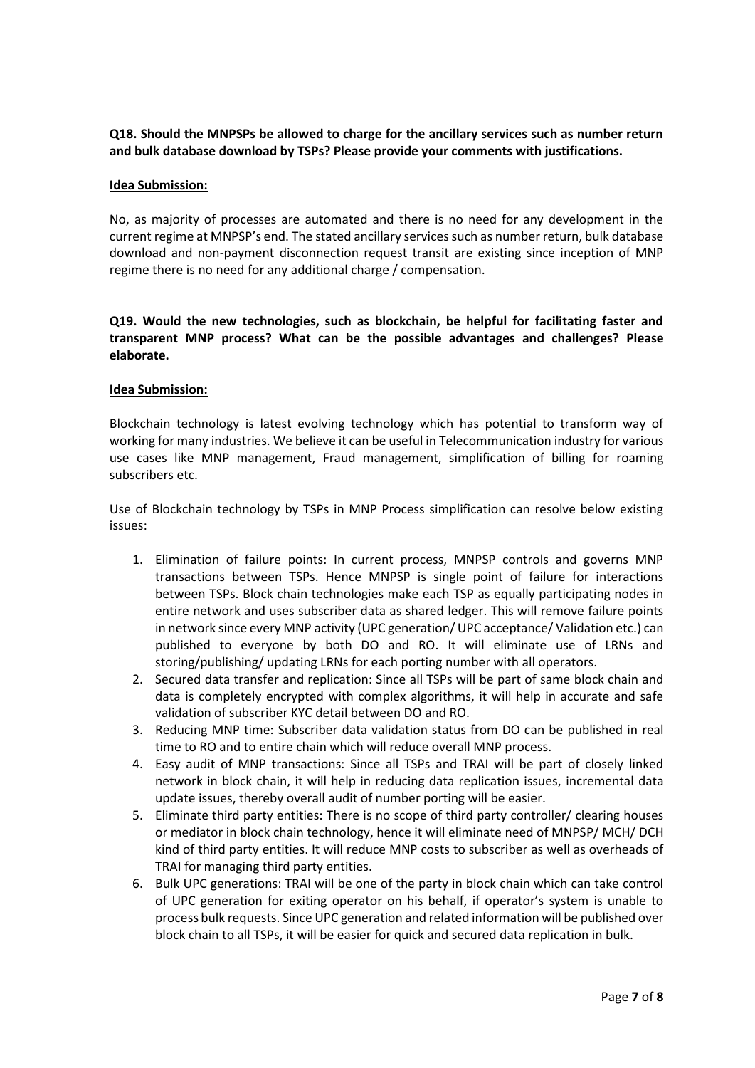**Q18. Should the MNPSPs be allowed to charge for the ancillary services such as number return and bulk database download by TSPs? Please provide your comments with justifications.**

**Idea Submission:**

No, as majority of processes are automated and there is no need for any development in the current regime at MNPSP's end. The stated ancillary services such as number return, bulk database download and non-payment disconnection request transit are existing since inception of MNP regime there is no need for any additional charge / compensation.

**Q19. Would the new technologies, such as blockchain, be helpful for facilitating faster and transparent MNP process? What can be the possible advantages and challenges? Please elaborate.**

**Idea Submission:**

Blockchain technology is latest evolving technology which has potential to transform way of working for many industries. We believe it can be useful in Telecommunication industry for various use cases like MNP management, Fraud management, simplification of billing for roaming subscribers etc.

Use of Blockchain technology by TSPs in MNP Process simplification can resolve below existing issues:

1. Elimination of failure points: In current process, MNPSP controls and governs MNP transactions between TSPs. Hence MNPSP is single point of failure for interactions between TSPs. Block chain technologies make each TSP as equally participating nodes in entire network and uses subscriber data as shared ledger. This will remove failure points in network since every MNP activity (UPC generation/ UPC acceptance/ Validation etc.) can published to everyone by both DO and RO. It will eliminate use of LRNs and storing/publishing/ updating LRNs for each porting number with all operators.
2. Secured data transfer and replication: Since all TSPs will be part of same block chain and data is completely encrypted with complex algorithms, it will help in accurate and safe validation of subscriber KYC detail between DO and RO.
3. Reducing MNP time: Subscriber data validation status from DO can be published in real time to RO and to entire chain which will reduce overall MNP process.
4. Easy audit of MNP transactions: Since all TSPs and TRAI will be part of closely linked network in block chain, it will help in reducing data replication issues, incremental data update issues, thereby overall audit of number porting will be easier.
5. Eliminate third party entities: There is no scope of third party controller/ clearing houses or mediator in block chain technology, hence it will eliminate need of MNPSP/ MCH/ DCH kind of third party entities. It will reduce MNP costs to subscriber as well as overheads of TRAI for managing third party entities.
6. Bulk UPC generations: TRAI will be one of the party in block chain which can take control of UPC generation for exiting operator on his behalf, if operator's system is unable to process bulk requests. Since UPC generation and related information will be published over block chain to all TSPs, it will be easier for quick and secured data replication in bulk.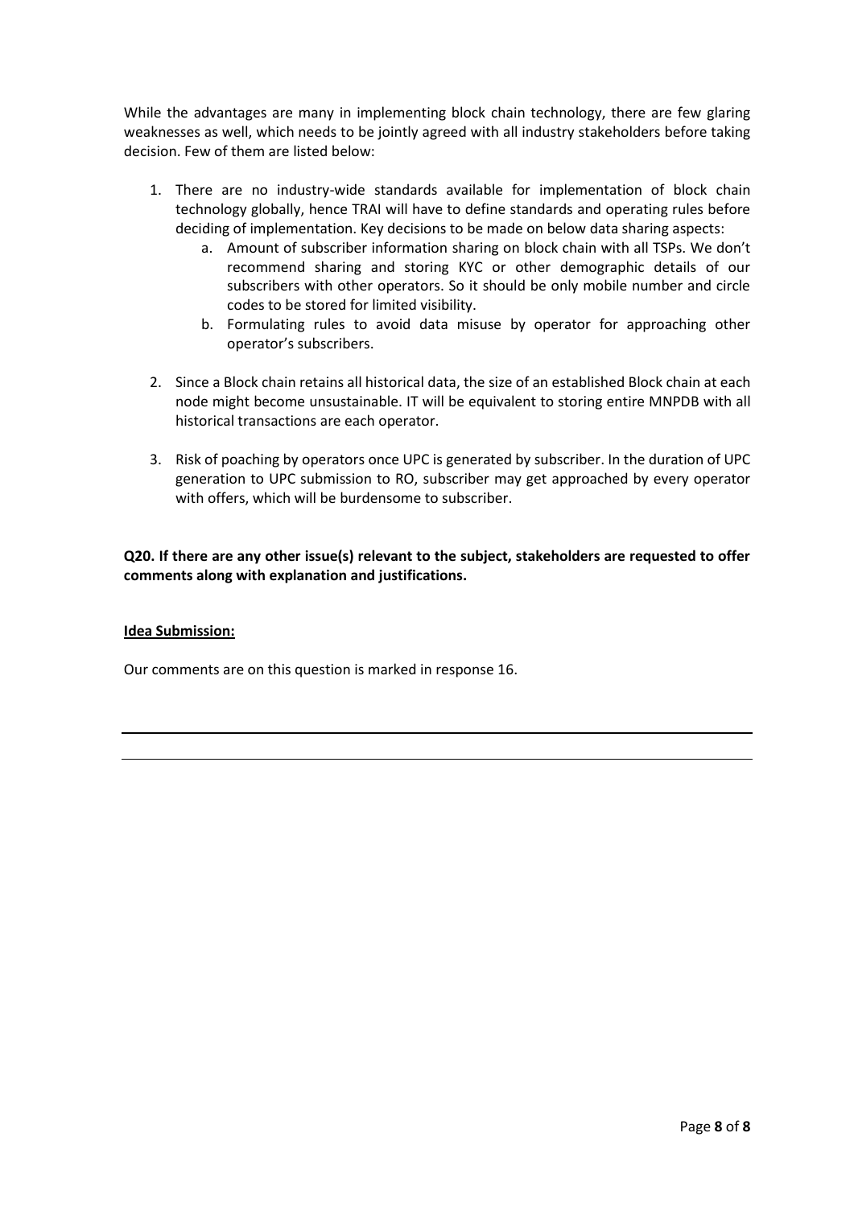While the advantages are many in implementing block chain technology, there are few glaring weaknesses as well, which needs to be jointly agreed with all industry stakeholders before taking decision. Few of them are listed below:

1. There are no industry-wide standards available for implementation of block chain technology globally, hence TRAI will have to define standards and operating rules before deciding of implementation. Key decisions to be made on below data sharing aspects:
    a. Amount of subscriber information sharing on block chain with all TSPs. We don't recommend sharing and storing KYC or other demographic details of our subscribers with other operators. So it should be only mobile number and circle codes to be stored for limited visibility.
    b. Formulating rules to avoid data misuse by operator for approaching other operator's subscribers.

2. Since a Block chain retains all historical data, the size of an established Block chain at each node might become unsustainable. IT will be equivalent to storing entire MNPDB with all historical transactions are each operator.

3. Risk of poaching by operators once UPC is generated by subscriber. In the duration of UPC generation to UPC submission to RO, subscriber may get approached by every operator with offers, which will be burdensome to subscriber.

**Q20. If there are any other issue(s) relevant to the subject, stakeholders are requested to offer comments along with explanation and justifications.**

**Idea Submission:**

Our comments are on this question is marked in response 16.